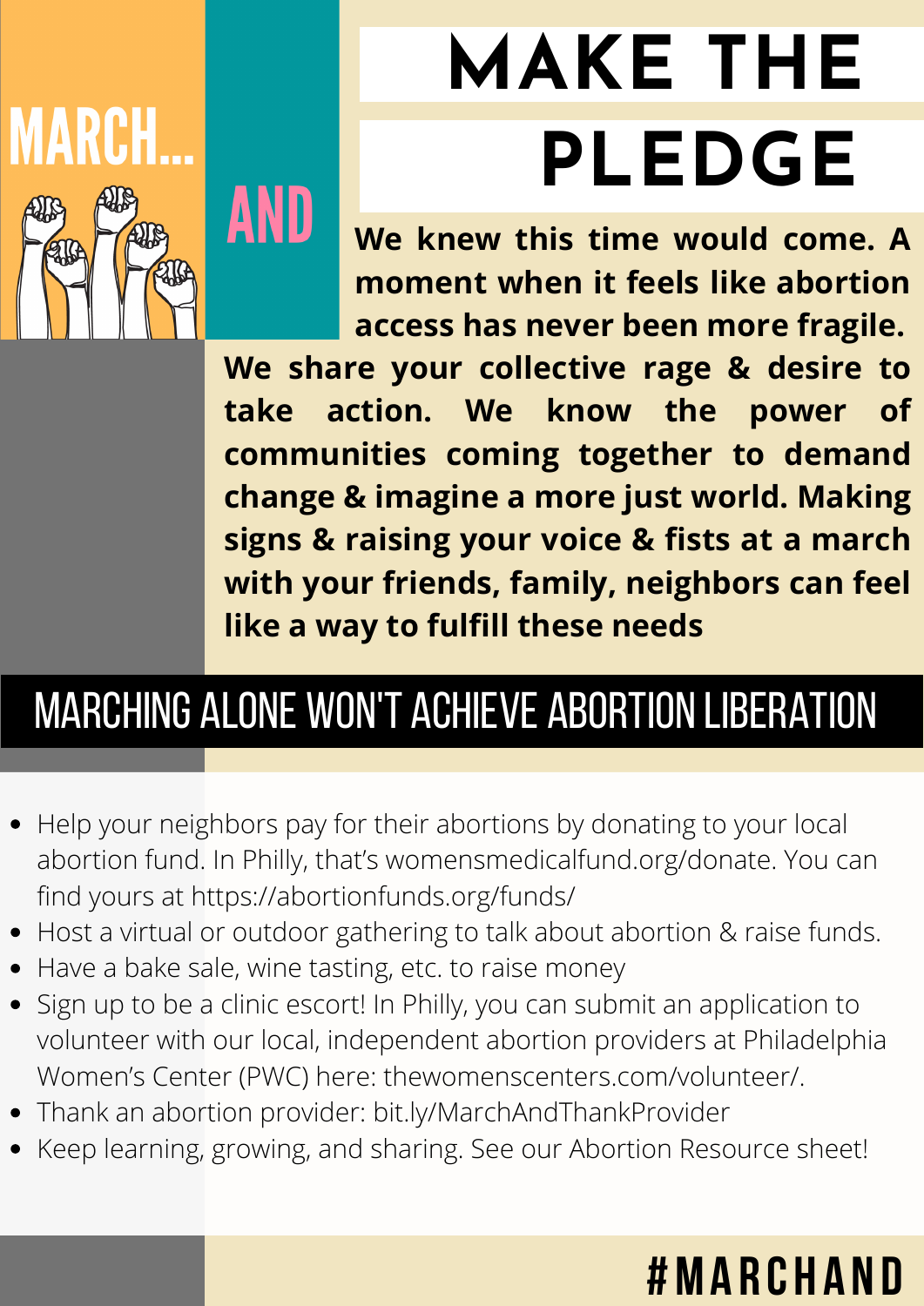# MARCH... AND MAKE THE PLEDGE

**We knew this time would come. A moment when it feels like abortion access has never been more fragile.**

**We share your collective rage & desire to take action. We know the power of communities coming together to demand change & imagine a more just world. Making signs & raising your voice & fists at a march with your friends, family, neighbors can feel like a way to fulfill these needs**

## MARCHING ALONE WON'T ACHIEVE ABORTION LIBERATION

- Help your neighbors pay for their abortions by donating to your local abortion fund. In Philly, that's womensmedicalfund.org/donate. You can find yours at https://abortionfunds.org/funds/
- Host a virtual or outdoor gathering to talk about abortion & raise funds.
- Have a bake sale, wine tasting, etc. to raise money
- Sign up to be a clinic escort! In Philly, you can submit an application to volunteer with our local, independent abortion providers at Philadelphia Women's Center (PWC) here: thewomenscenters.com/volunteer/.
- Thank an abortion provider: bit.ly/MarchAndThankProvider
- Keep learning, growing, and sharing. See our Abortion Resource sheet!

#MARCHAND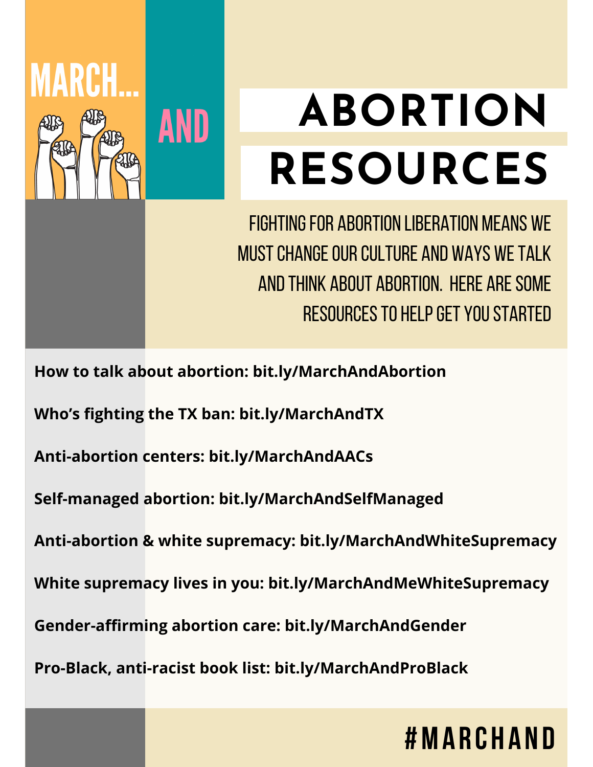MARCH... AND

# ABORTION RESOURCES

FIGHTING FOR ABORTION LIBERATION MEANS WE MUST CHANGE OUR CULTURE AND WAYS WE TALK AND THINK ABOUT ABORTION. HERE ARE SOME RESOURCES TO HELP GET YOU STARTED

**How to talk about abortion: bit.ly/MarchAndAbortion**

**Who's fighting the TX ban: bit.ly/MarchAndTX**

**Anti-abortion centers: bit.ly/MarchAndAACs**

**Self-managed abortion: bit.ly/MarchAndSelfManaged**

**Anti-abortion & white supremacy: bit.ly/MarchAndWhiteSupremacy**

**White supremacy lives in you: bit.ly/MarchAndMeWhiteSupremacy**

**Gender-affirming abortion care: bit.ly/MarchAndGender**

**Pro-Black, anti-racist book list: bit.ly/MarchAndProBlack**

#MARCHAND